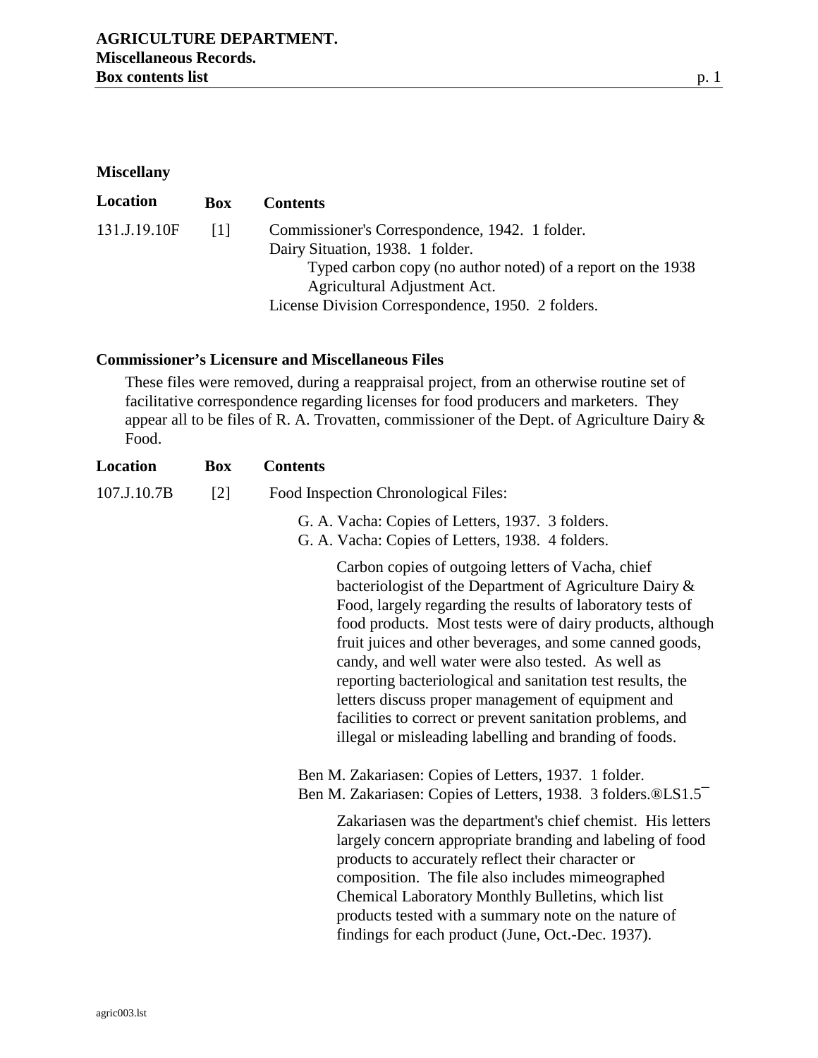# AGRICULTURE DEPARTMENT.
## Miscellaneous Records.
### Box contents list

#### Miscellany

| Location | Box | Contents |
| --- | --- | --- |
| 131.J.19.10F | [1] | Commissioner's Correspondence, 1942. 1 folder.<br>Dairy Situation, 1938. 1 folder.<br>Typed carbon copy (no author noted) of a report on the 1938 Agricultural Adjustment Act.<br>License Division Correspondence, 1950. 2 folders. |

#### Commissioner's Licensure and Miscellaneous Files

These files were removed, during a reappraisal project, from an otherwise routine set of facilitative correspondence regarding licenses for food producers and marketers. They appear all to be files of R. A. Trovatten, commissioner of the Dept. of Agriculture Dairy & Food.

| Location | Box | Contents |
| --- | --- | --- |
| 107.J.10.7B | [2] | Food Inspection Chronological Files:<br><br>G. A. Vacha: Copies of Letters, 1937. 3 folders.<br>G. A. Vacha: Copies of Letters, 1938. 4 folders.<br><br>Carbon copies of outgoing letters of Vacha, chief bacteriologist of the Department of Agriculture Dairy & Food, largely regarding the results of laboratory tests of food products. Most tests were of dairy products, although fruit juices and other beverages, and some canned goods, candy, and well water were also tested. As well as reporting bacteriological and sanitation test results, the letters discuss proper management of equipment and facilities to correct or prevent sanitation problems, and illegal or misleading labelling and branding of foods.<br><br>Ben M. Zakariasen: Copies of Letters, 1937. 1 folder.<br>Ben M. Zakariasen: Copies of Letters, 1938. 3 folders.®LS1.5¯<br><br>Zakariasen was the department's chief chemist. His letters largely concern appropriate branding and labeling of food products to accurately reflect their character or composition. The file also includes mimeographed Chemical Laboratory Monthly Bulletins, which list products tested with a summary note on the nature of findings for each product (June, Oct.-Dec. 1937). |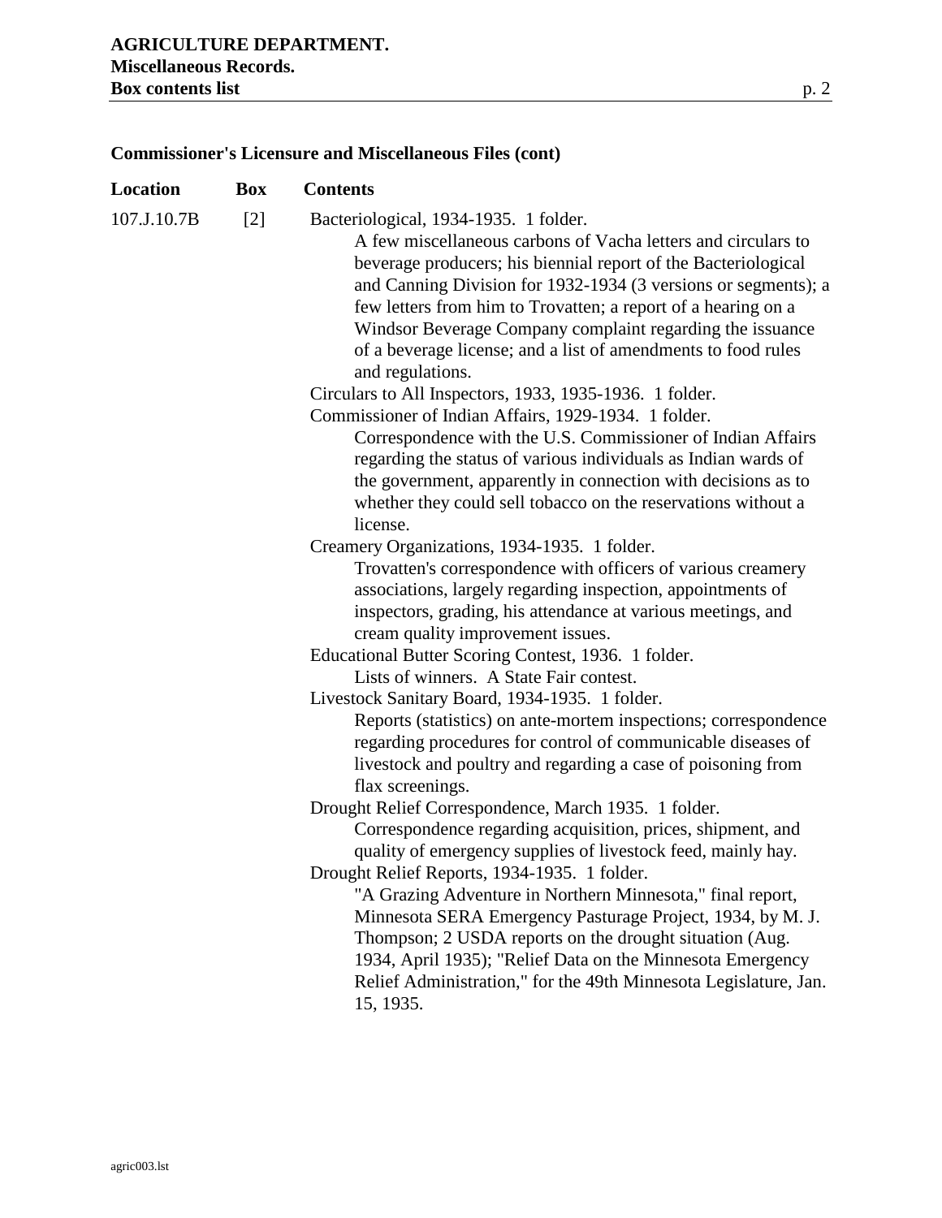## Commissioner's Licensure and Miscellaneous Files (cont)

| Location | Box | Contents |
| --- | --- | --- |
| 107.J.10.7B | [2] | Bacteriological, 1934-1935. 1 folder.<br>A few miscellaneous carbons of Vacha letters and circulars to beverage producers; his biennial report of the Bacteriological and Canning Division for 1932-1934 (3 versions or segments); a few letters from him to Trovatten; a report of a hearing on a Windsor Beverage Company complaint regarding the issuance of a beverage license; and a list of amendments to food rules and regulations.<br>Circulars to All Inspectors, 1933, 1935-1936. 1 folder.<br>Commissioner of Indian Affairs, 1929-1934. 1 folder.<br>Correspondence with the U.S. Commissioner of Indian Affairs regarding the status of various individuals as Indian wards of the government, apparently in connection with decisions as to whether they could sell tobacco on the reservations without a license.<br>Creamery Organizations, 1934-1935. 1 folder.<br>Trovatten's correspondence with officers of various creamery associations, largely regarding inspection, appointments of inspectors, grading, his attendance at various meetings, and cream quality improvement issues.<br>Educational Butter Scoring Contest, 1936. 1 folder.<br>Lists of winners. A State Fair contest.<br>Livestock Sanitary Board, 1934-1935. 1 folder.<br>Reports (statistics) on ante-mortem inspections; correspondence regarding procedures for control of communicable diseases of livestock and poultry and regarding a case of poisoning from flax screenings.<br>Drought Relief Correspondence, March 1935. 1 folder.<br>Correspondence regarding acquisition, prices, shipment, and quality of emergency supplies of livestock feed, mainly hay.<br>Drought Relief Reports, 1934-1935. 1 folder.<br>"A Grazing Adventure in Northern Minnesota," final report, Minnesota SERA Emergency Pasturage Project, 1934, by M. J. Thompson; 2 USDA reports on the drought situation (Aug. 1934, April 1935); "Relief Data on the Minnesota Emergency Relief Administration," for the 49th Minnesota Legislature, Jan. 15, 1935. |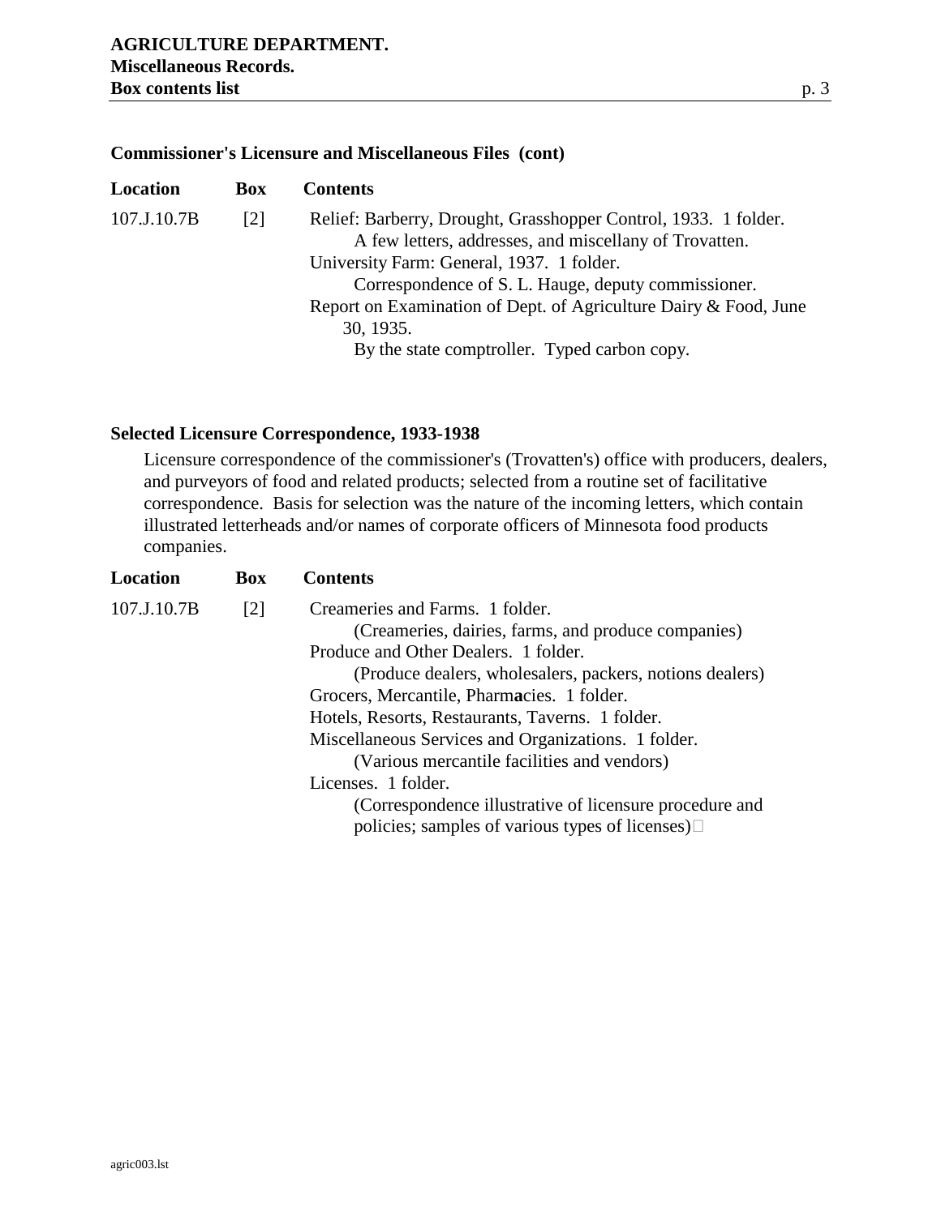### Commissioner's Licensure and Miscellaneous Files (cont)

| Location | Box | Contents |
|---|---|---|
| 107.J.10.7B | [2] | Relief: Barberry, Drought, Grasshopper Control, 1933. 1 folder.<br>A few letters, addresses, and miscellany of Trovatten.<br>University Farm: General, 1937. 1 folder.<br>Correspondence of S. L. Hauge, deputy commissioner.<br>Report on Examination of Dept. of Agriculture Dairy & Food, June 30, 1935.<br>By the state comptroller. Typed carbon copy. |

### Selected Licensure Correspondence, 1933-1938

Licensure correspondence of the commissioner's (Trovatten's) office with producers, dealers, and purveyors of food and related products; selected from a routine set of facilitative correspondence. Basis for selection was the nature of the incoming letters, which contain illustrated letterheads and/or names of corporate officers of Minnesota food products companies.

| Location | Box | Contents |
|---|---|---|
| 107.J.10.7B | [2] | Creameries and Farms. 1 folder.<br>(Creameries, dairies, farms, and produce companies)<br>Produce and Other Dealers. 1 folder.<br>(Produce dealers, wholesalers, packers, notions dealers)<br>Grocers, Mercantile, Pharmacies. 1 folder.<br>Hotels, Resorts, Restaurants, Taverns. 1 folder.<br>Miscellaneous Services and Organizations. 1 folder.<br>(Various mercantile facilities and vendors)<br>Licenses. 1 folder.<br>(Correspondence illustrative of licensure procedure and policies; samples of various types of licenses) |